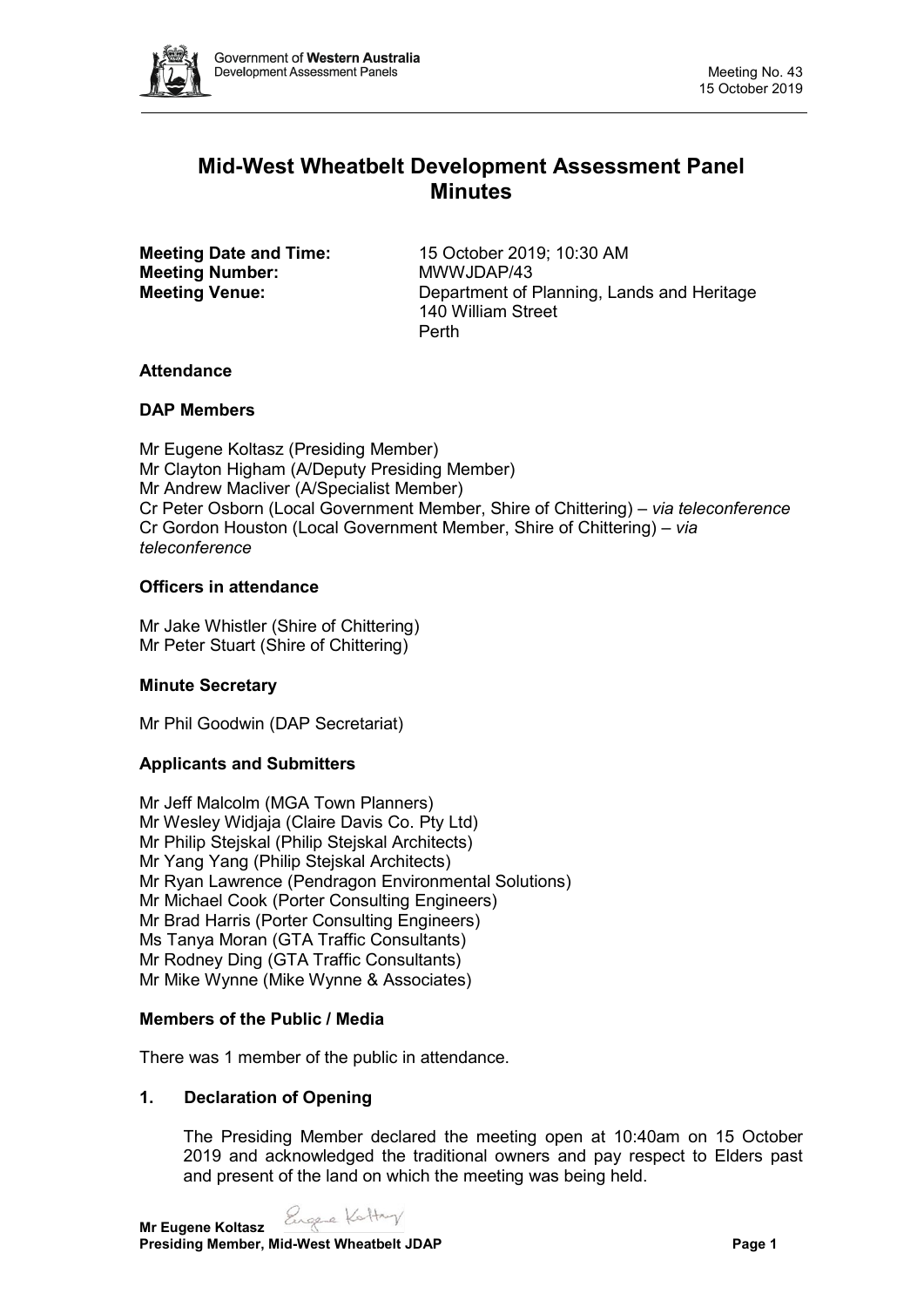# Mid-West Wheatbelt Development Assessment Panel Minutes

**Meeting Date and Time:** 15 October 2019; 10:30 AM
**Meeting Number:** MWWJDAP/43
**Meeting Venue:** Department of Planning, Lands and Heritage
140 William Street
Perth

### Attendance

### DAP Members

Mr Eugene Koltasz (Presiding Member)
Mr Clayton Higham (A/Deputy Presiding Member)
Mr Andrew Macliver (A/Specialist Member)
Cr Peter Osborn (Local Government Member, Shire of Chittering) – *via teleconference*
Cr Gordon Houston (Local Government Member, Shire of Chittering) – *via teleconference*

### Officers in attendance

Mr Jake Whistler (Shire of Chittering)
Mr Peter Stuart (Shire of Chittering)

### Minute Secretary

Mr Phil Goodwin (DAP Secretariat)

### Applicants and Submitters

Mr Jeff Malcolm (MGA Town Planners)
Mr Wesley Widjaja (Claire Davis Co. Pty Ltd)
Mr Philip Stejskal (Philip Stejskal Architects)
Mr Yang Yang (Philip Stejskal Architects)
Mr Ryan Lawrence (Pendragon Environmental Solutions)
Mr Michael Cook (Porter Consulting Engineers)
Mr Brad Harris (Porter Consulting Engineers)
Ms Tanya Moran (GTA Traffic Consultants)
Mr Rodney Ding (GTA Traffic Consultants)
Mr Mike Wynne (Mike Wynne & Associates)

### Members of the Public / Media

There was 1 member of the public in attendance.

### 1. Declaration of Opening

The Presiding Member declared the meeting open at 10:40am on 15 October 2019 and acknowledged the traditional owners and pay respect to Elders past and present of the land on which the meeting was being held.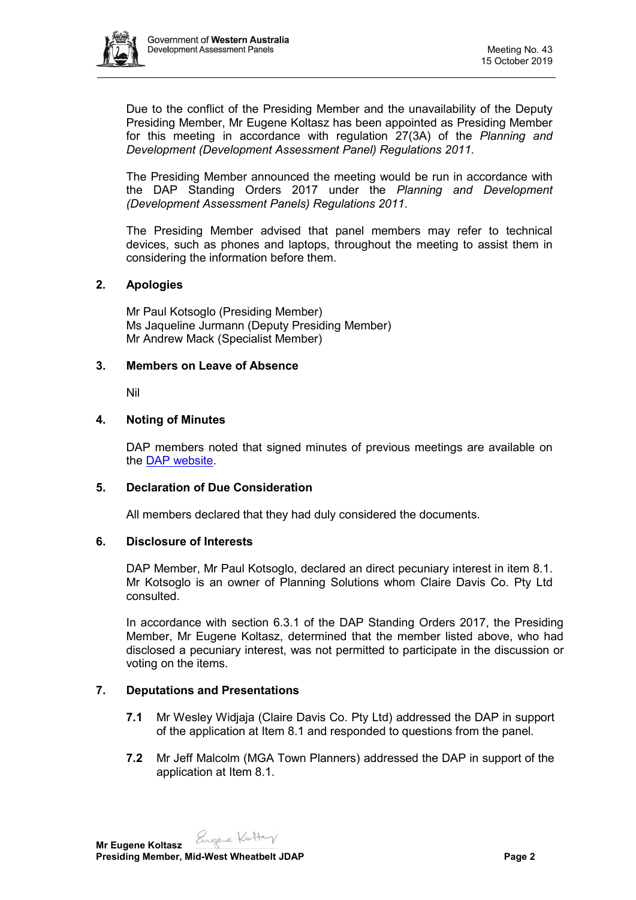Due to the conflict of the Presiding Member and the unavailability of the Deputy Presiding Member, Mr Eugene Koltasz has been appointed as Presiding Member for this meeting in accordance with regulation 27(3A) of the *Planning and Development (Development Assessment Panel) Regulations 2011*.

The Presiding Member announced the meeting would be run in accordance with the DAP Standing Orders 2017 under the *Planning and Development (Development Assessment Panels) Regulations 2011*.

The Presiding Member advised that panel members may refer to technical devices, such as phones and laptops, throughout the meeting to assist them in considering the information before them.

## 2. Apologies

Mr Paul Kotsoglo (Presiding Member)
Ms Jaqueline Jurmann (Deputy Presiding Member)
Mr Andrew Mack (Specialist Member)

## 3. Members on Leave of Absence

Nil

## 4. Noting of Minutes

DAP members noted that signed minutes of previous meetings are available on the DAP website.

## 5. Declaration of Due Consideration

All members declared that they had duly considered the documents.

## 6. Disclosure of Interests

DAP Member, Mr Paul Kotsoglo, declared an direct pecuniary interest in item 8.1. Mr Kotsoglo is an owner of Planning Solutions whom Claire Davis Co. Pty Ltd consulted.

In accordance with section 6.3.1 of the DAP Standing Orders 2017, the Presiding Member, Mr Eugene Koltasz, determined that the member listed above, who had disclosed a pecuniary interest, was not permitted to participate in the discussion or voting on the items.

## 7. Deputations and Presentations

**7.1** Mr Wesley Widjaja (Claire Davis Co. Pty Ltd) addressed the DAP in support of the application at Item 8.1 and responded to questions from the panel.

**7.2** Mr Jeff Malcolm (MGA Town Planners) addressed the DAP in support of the application at Item 8.1.

**Mr Eugene Koltasz**
**Presiding Member, Mid-West Wheatbelt JDAP**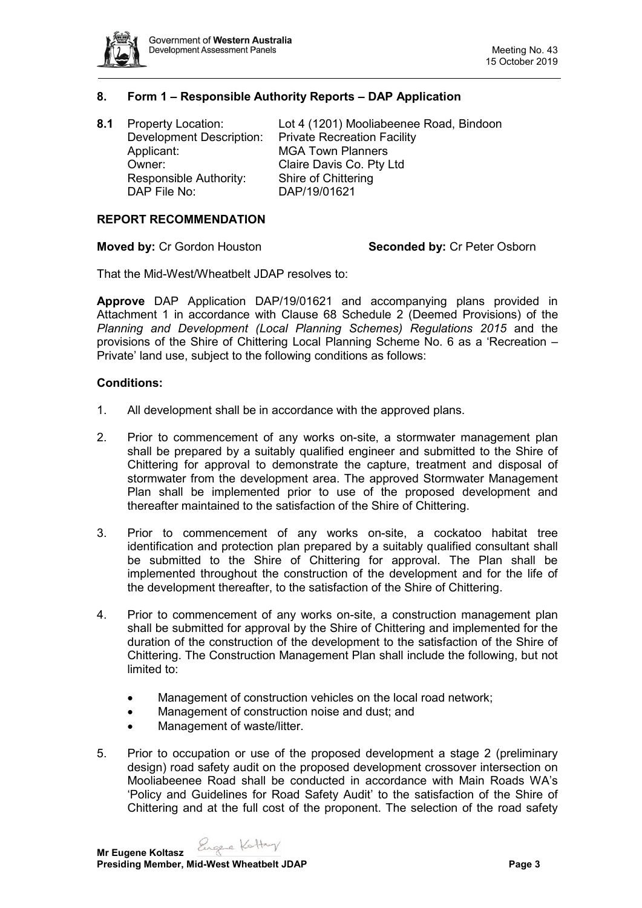## 8. Form 1 – Responsible Authority Reports – DAP Application

**8.1** Property Location: Lot 4 (1201) Mooliabeenee Road, Bindoon
Development Description: Private Recreation Facility
Applicant: MGA Town Planners
Owner: Claire Davis Co. Pty Ltd
Responsible Authority: Shire of Chittering
DAP File No: DAP/19/01621

### REPORT RECOMMENDATION

**Moved by:** Cr Gordon Houston **Seconded by:** Cr Peter Osborn

That the Mid-West/Wheatbelt JDAP resolves to:

**Approve** DAP Application DAP/19/01621 and accompanying plans provided in Attachment 1 in accordance with Clause 68 Schedule 2 (Deemed Provisions) of the *Planning and Development (Local Planning Schemes) Regulations 2015* and the provisions of the Shire of Chittering Local Planning Scheme No. 6 as a 'Recreation – Private' land use, subject to the following conditions as follows:

### Conditions:

1. All development shall be in accordance with the approved plans.

2. Prior to commencement of any works on-site, a stormwater management plan shall be prepared by a suitably qualified engineer and submitted to the Shire of Chittering for approval to demonstrate the capture, treatment and disposal of stormwater from the development area. The approved Stormwater Management Plan shall be implemented prior to use of the proposed development and thereafter maintained to the satisfaction of the Shire of Chittering.

3. Prior to commencement of any works on-site, a cockatoo habitat tree identification and protection plan prepared by a suitably qualified consultant shall be submitted to the Shire of Chittering for approval. The Plan shall be implemented throughout the construction of the development and for the life of the development thereafter, to the satisfaction of the Shire of Chittering.

4. Prior to commencement of any works on-site, a construction management plan shall be submitted for approval by the Shire of Chittering and implemented for the duration of the construction of the development to the satisfaction of the Shire of Chittering. The Construction Management Plan shall include the following, but not limited to:

   - Management of construction vehicles on the local road network;
   - Management of construction noise and dust; and
   - Management of waste/litter.

5. Prior to occupation or use of the proposed development a stage 2 (preliminary design) road safety audit on the proposed development crossover intersection on Mooliabeenee Road shall be conducted in accordance with Main Roads WA's 'Policy and Guidelines for Road Safety Audit' to the satisfaction of the Shire of Chittering and at the full cost of the proponent. The selection of the road safety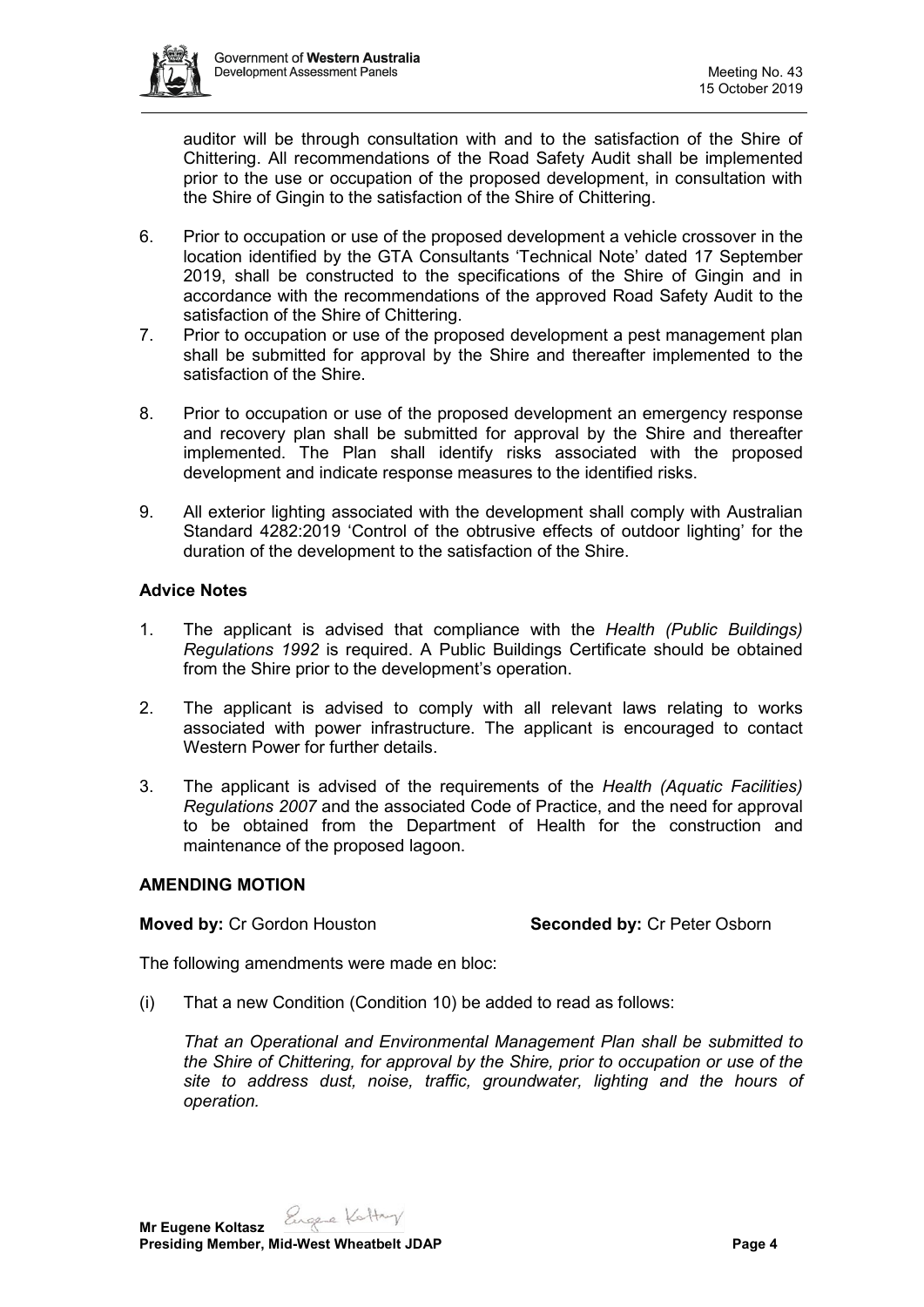auditor will be through consultation with and to the satisfaction of the Shire of Chittering. All recommendations of the Road Safety Audit shall be implemented prior to the use or occupation of the proposed development, in consultation with the Shire of Gingin to the satisfaction of the Shire of Chittering.

6. Prior to occupation or use of the proposed development a vehicle crossover in the location identified by the GTA Consultants 'Technical Note' dated 17 September 2019, shall be constructed to the specifications of the Shire of Gingin and in accordance with the recommendations of the approved Road Safety Audit to the satisfaction of the Shire of Chittering.
7. Prior to occupation or use of the proposed development a pest management plan shall be submitted for approval by the Shire and thereafter implemented to the satisfaction of the Shire.
8. Prior to occupation or use of the proposed development an emergency response and recovery plan shall be submitted for approval by the Shire and thereafter implemented. The Plan shall identify risks associated with the proposed development and indicate response measures to the identified risks.
9. All exterior lighting associated with the development shall comply with Australian Standard 4282:2019 'Control of the obtrusive effects of outdoor lighting' for the duration of the development to the satisfaction of the Shire.

### Advice Notes

1. The applicant is advised that compliance with the *Health (Public Buildings) Regulations 1992* is required. A Public Buildings Certificate should be obtained from the Shire prior to the development's operation.
2. The applicant is advised to comply with all relevant laws relating to works associated with power infrastructure. The applicant is encouraged to contact Western Power for further details.
3. The applicant is advised of the requirements of the *Health (Aquatic Facilities) Regulations 2007* and the associated Code of Practice, and the need for approval to be obtained from the Department of Health for the construction and maintenance of the proposed lagoon.

### AMENDING MOTION

**Moved by:** Cr Gordon Houston **Seconded by:** Cr Peter Osborn

The following amendments were made en bloc:

(i) That a new Condition (Condition 10) be added to read as follows:

*That an Operational and Environmental Management Plan shall be submitted to the Shire of Chittering, for approval by the Shire, prior to occupation or use of the site to address dust, noise, traffic, groundwater, lighting and the hours of operation.*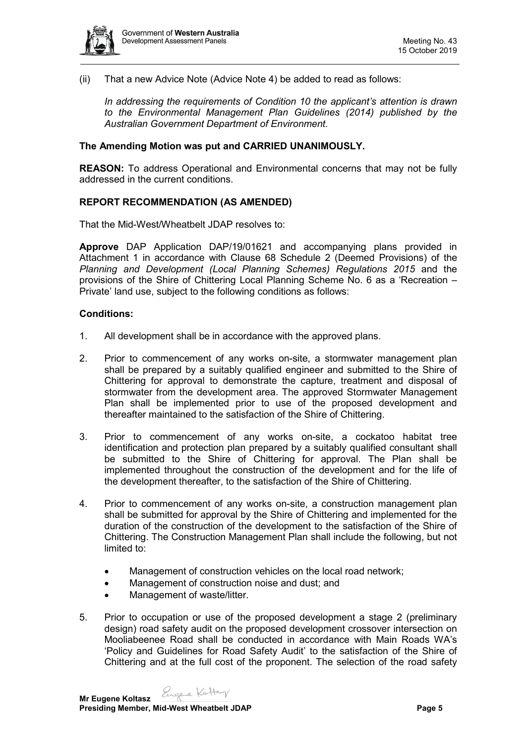(ii) That a new Advice Note (Advice Note 4) be added to read as follows:

*In addressing the requirements of Condition 10 the applicant's attention is drawn to the Environmental Management Plan Guidelines (2014) published by the Australian Government Department of Environment.*

**The Amending Motion was put and CARRIED UNANIMOUSLY.**

**REASON:** To address Operational and Environmental concerns that may not be fully addressed in the current conditions.

**REPORT RECOMMENDATION (AS AMENDED)**

That the Mid-West/Wheatbelt JDAP resolves to:

**Approve** DAP Application DAP/19/01621 and accompanying plans provided in Attachment 1 in accordance with Clause 68 Schedule 2 (Deemed Provisions) of the *Planning and Development (Local Planning Schemes) Regulations 2015* and the provisions of the Shire of Chittering Local Planning Scheme No. 6 as a 'Recreation – Private' land use, subject to the following conditions as follows:

**Conditions:**

1. All development shall be in accordance with the approved plans.

2. Prior to commencement of any works on-site, a stormwater management plan shall be prepared by a suitably qualified engineer and submitted to the Shire of Chittering for approval to demonstrate the capture, treatment and disposal of stormwater from the development area. The approved Stormwater Management Plan shall be implemented prior to use of the proposed development and thereafter maintained to the satisfaction of the Shire of Chittering.

3. Prior to commencement of any works on-site, a cockatoo habitat tree identification and protection plan prepared by a suitably qualified consultant shall be submitted to the Shire of Chittering for approval. The Plan shall be implemented throughout the construction of the development and for the life of the development thereafter, to the satisfaction of the Shire of Chittering.

4. Prior to commencement of any works on-site, a construction management plan shall be submitted for approval by the Shire of Chittering and implemented for the duration of the construction of the development to the satisfaction of the Shire of Chittering. The Construction Management Plan shall include the following, but not limited to:
   - Management of construction vehicles on the local road network;
   - Management of construction noise and dust; and
   - Management of waste/litter.

5. Prior to occupation or use of the proposed development a stage 2 (preliminary design) road safety audit on the proposed development crossover intersection on Mooliabeenee Road shall be conducted in accordance with Main Roads WA's 'Policy and Guidelines for Road Safety Audit' to the satisfaction of the Shire of Chittering and at the full cost of the proponent. The selection of the road safety

**Mr Eugene Koltasz**
**Presiding Member, Mid-West Wheatbelt JDAP**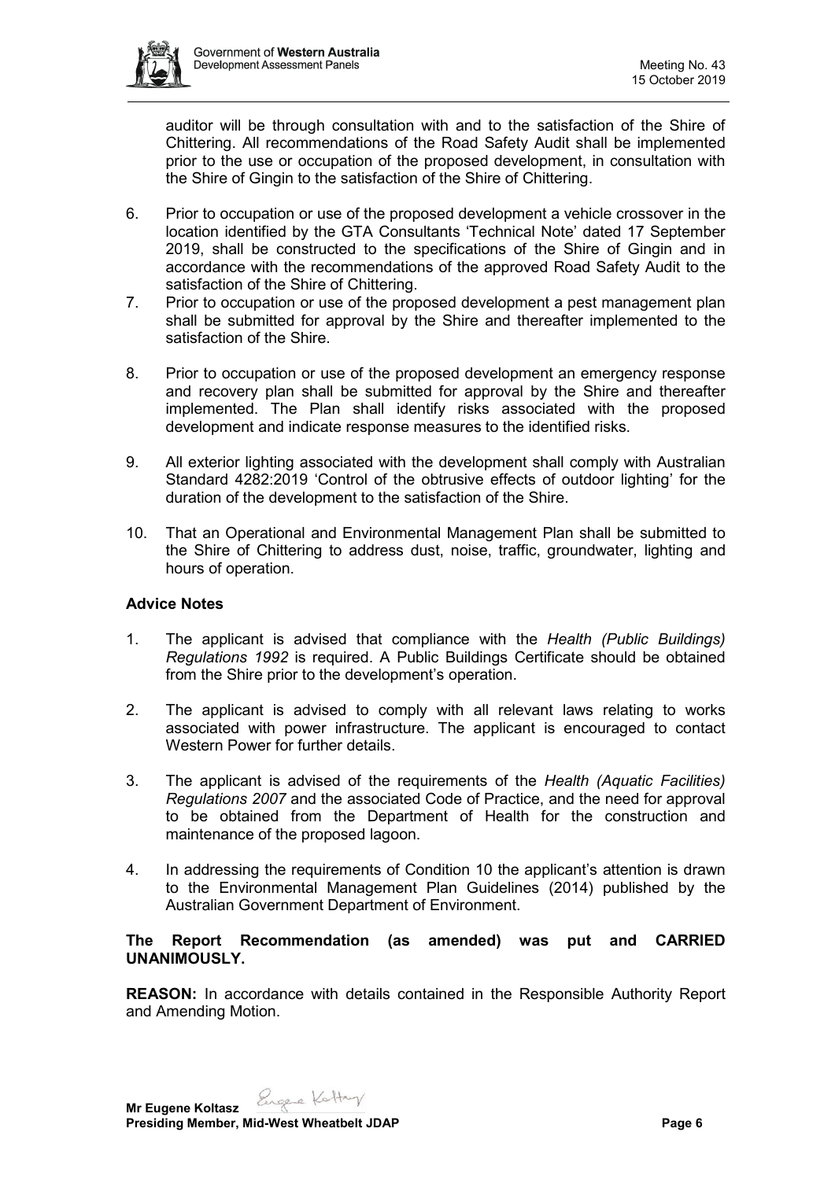auditor will be through consultation with and to the satisfaction of the Shire of Chittering. All recommendations of the Road Safety Audit shall be implemented prior to the use or occupation of the proposed development, in consultation with the Shire of Gingin to the satisfaction of the Shire of Chittering.

6. Prior to occupation or use of the proposed development a vehicle crossover in the location identified by the GTA Consultants 'Technical Note' dated 17 September 2019, shall be constructed to the specifications of the Shire of Gingin and in accordance with the recommendations of the approved Road Safety Audit to the satisfaction of the Shire of Chittering.
7. Prior to occupation or use of the proposed development a pest management plan shall be submitted for approval by the Shire and thereafter implemented to the satisfaction of the Shire.
8. Prior to occupation or use of the proposed development an emergency response and recovery plan shall be submitted for approval by the Shire and thereafter implemented. The Plan shall identify risks associated with the proposed development and indicate response measures to the identified risks.
9. All exterior lighting associated with the development shall comply with Australian Standard 4282:2019 'Control of the obtrusive effects of outdoor lighting' for the duration of the development to the satisfaction of the Shire.
10. That an Operational and Environmental Management Plan shall be submitted to the Shire of Chittering to address dust, noise, traffic, groundwater, lighting and hours of operation.

**Advice Notes**

1. The applicant is advised that compliance with the *Health (Public Buildings) Regulations 1992* is required. A Public Buildings Certificate should be obtained from the Shire prior to the development's operation.
2. The applicant is advised to comply with all relevant laws relating to works associated with power infrastructure. The applicant is encouraged to contact Western Power for further details.
3. The applicant is advised of the requirements of the *Health (Aquatic Facilities) Regulations 2007* and the associated Code of Practice, and the need for approval to be obtained from the Department of Health for the construction and maintenance of the proposed lagoon.
4. In addressing the requirements of Condition 10 the applicant's attention is drawn to the Environmental Management Plan Guidelines (2014) published by the Australian Government Department of Environment.

**The Report Recommendation (as amended) was put and CARRIED UNANIMOUSLY.**

**REASON:** In accordance with details contained in the Responsible Authority Report and Amending Motion.

**Mr Eugene Koltasz**
**Presiding Member, Mid-West Wheatbelt JDAP**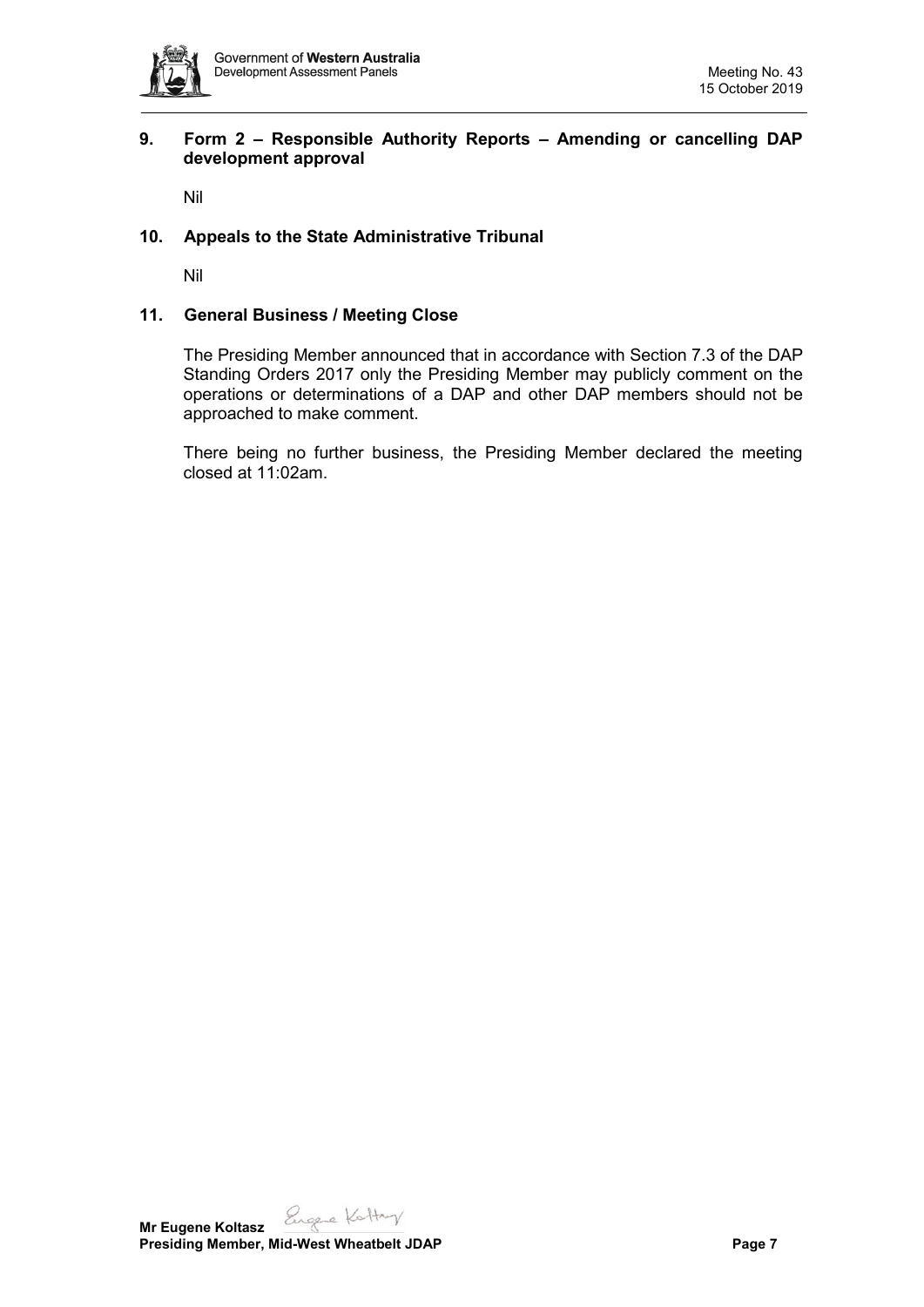## 9. Form 2 – Responsible Authority Reports – Amending or cancelling DAP development approval

Nil

## 10. Appeals to the State Administrative Tribunal

Nil

## 11. General Business / Meeting Close

The Presiding Member announced that in accordance with Section 7.3 of the DAP Standing Orders 2017 only the Presiding Member may publicly comment on the operations or determinations of a DAP and other DAP members should not be approached to make comment.

There being no further business, the Presiding Member declared the meeting closed at 11:02am.

**Mr Eugene Koltasz**
**Presiding Member, Mid-West Wheatbelt JDAP**